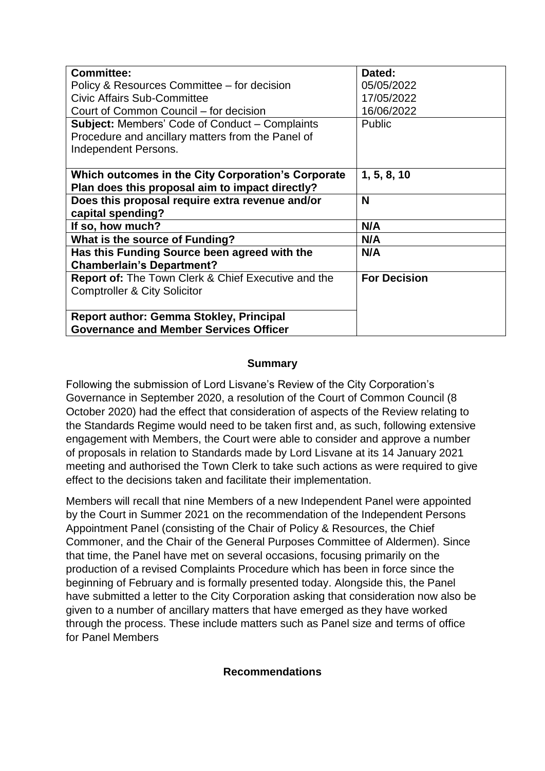| | |
|---|---|
| **Committee:**<br>Policy & Resources Committee – for decision<br>Civic Affairs Sub-Committee<br>Court of Common Council – for decision | **Dated:**<br>05/05/2022<br>17/05/2022<br>16/06/2022 |
| **Subject:** Members' Code of Conduct – Complaints Procedure and ancillary matters from the Panel of Independent Persons. | Public |
| **Which outcomes in the City Corporation's Corporate Plan does this proposal aim to impact directly?** | **1, 5, 8, 10** |
| **Does this proposal require extra revenue and/or capital spending?** | **N** |
| **If so, how much?** | **N/A** |
| **What is the source of Funding?** | **N/A** |
| **Has this Funding Source been agreed with the Chamberlain's Department?** | **N/A** |
| **Report of:** The Town Clerk & Chief Executive and the Comptroller & City Solicitor<br><br>**Report author: Gemma Stokley, Principal Governance and Member Services Officer** | **For Decision** |

## Summary

Following the submission of Lord Lisvane's Review of the City Corporation's Governance in September 2020, a resolution of the Court of Common Council (8 October 2020) had the effect that consideration of aspects of the Review relating to the Standards Regime would need to be taken first and, as such, following extensive engagement with Members, the Court were able to consider and approve a number of proposals in relation to Standards made by Lord Lisvane at its 14 January 2021 meeting and authorised the Town Clerk to take such actions as were required to give effect to the decisions taken and facilitate their implementation.

Members will recall that nine Members of a new Independent Panel were appointed by the Court in Summer 2021 on the recommendation of the Independent Persons Appointment Panel (consisting of the Chair of Policy & Resources, the Chief Commoner, and the Chair of the General Purposes Committee of Aldermen). Since that time, the Panel have met on several occasions, focusing primarily on the production of a revised Complaints Procedure which has been in force since the beginning of February and is formally presented today. Alongside this, the Panel have submitted a letter to the City Corporation asking that consideration now also be given to a number of ancillary matters that have emerged as they have worked through the process. These include matters such as Panel size and terms of office for Panel Members

## Recommendations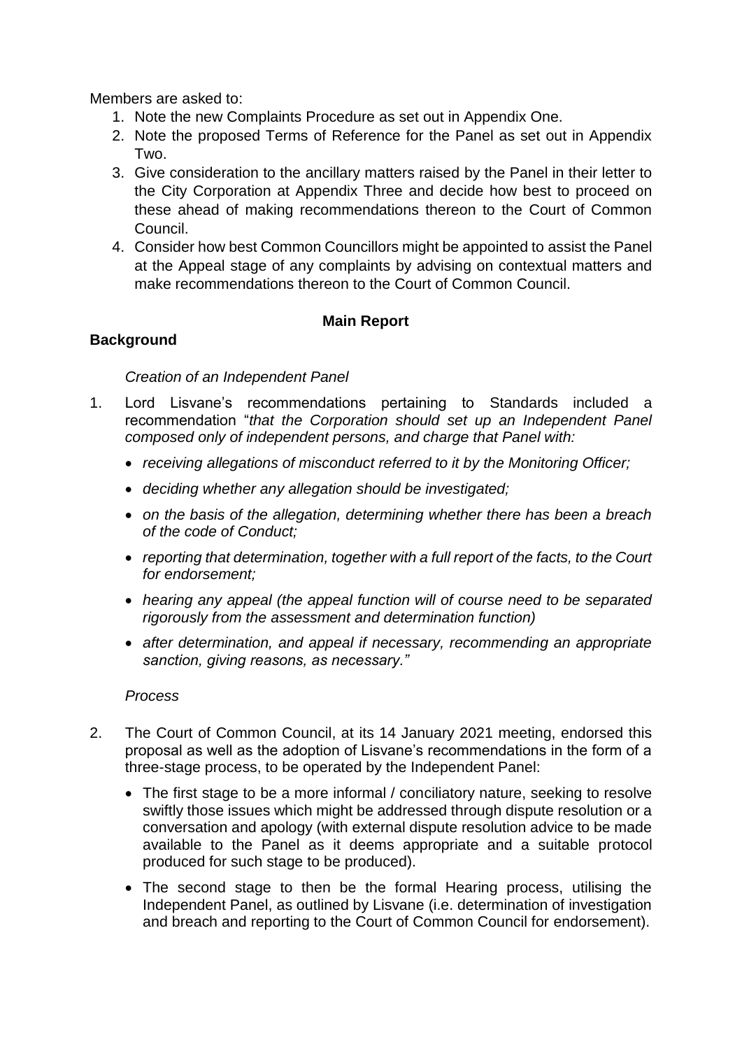Members are asked to:

1. Note the new Complaints Procedure as set out in Appendix One.
2. Note the proposed Terms of Reference for the Panel as set out in Appendix Two.
3. Give consideration to the ancillary matters raised by the Panel in their letter to the City Corporation at Appendix Three and decide how best to proceed on these ahead of making recommendations thereon to the Court of Common Council.
4. Consider how best Common Councillors might be appointed to assist the Panel at the Appeal stage of any complaints by advising on contextual matters and make recommendations thereon to the Court of Common Council.

## Main Report

### Background

*Creation of an Independent Panel*

1. Lord Lisvane's recommendations pertaining to Standards included a recommendation "*that the Corporation should set up an Independent Panel composed only of independent persons, and charge that Panel with:*

   - *receiving allegations of misconduct referred to it by the Monitoring Officer;*
   - *deciding whether any allegation should be investigated;*
   - *on the basis of the allegation, determining whether there has been a breach of the code of Conduct;*
   - *reporting that determination, together with a full report of the facts, to the Court for endorsement;*
   - *hearing any appeal (the appeal function will of course need to be separated rigorously from the assessment and determination function)*
   - *after determination, and appeal if necessary, recommending an appropriate sanction, giving reasons, as necessary."*

*Process*

2. The Court of Common Council, at its 14 January 2021 meeting, endorsed this proposal as well as the adoption of Lisvane's recommendations in the form of a three-stage process, to be operated by the Independent Panel:

   - The first stage to be a more informal / conciliatory nature, seeking to resolve swiftly those issues which might be addressed through dispute resolution or a conversation and apology (with external dispute resolution advice to be made available to the Panel as it deems appropriate and a suitable protocol produced for such stage to be produced).
   - The second stage to then be the formal Hearing process, utilising the Independent Panel, as outlined by Lisvane (i.e. determination of investigation and breach and reporting to the Court of Common Council for endorsement).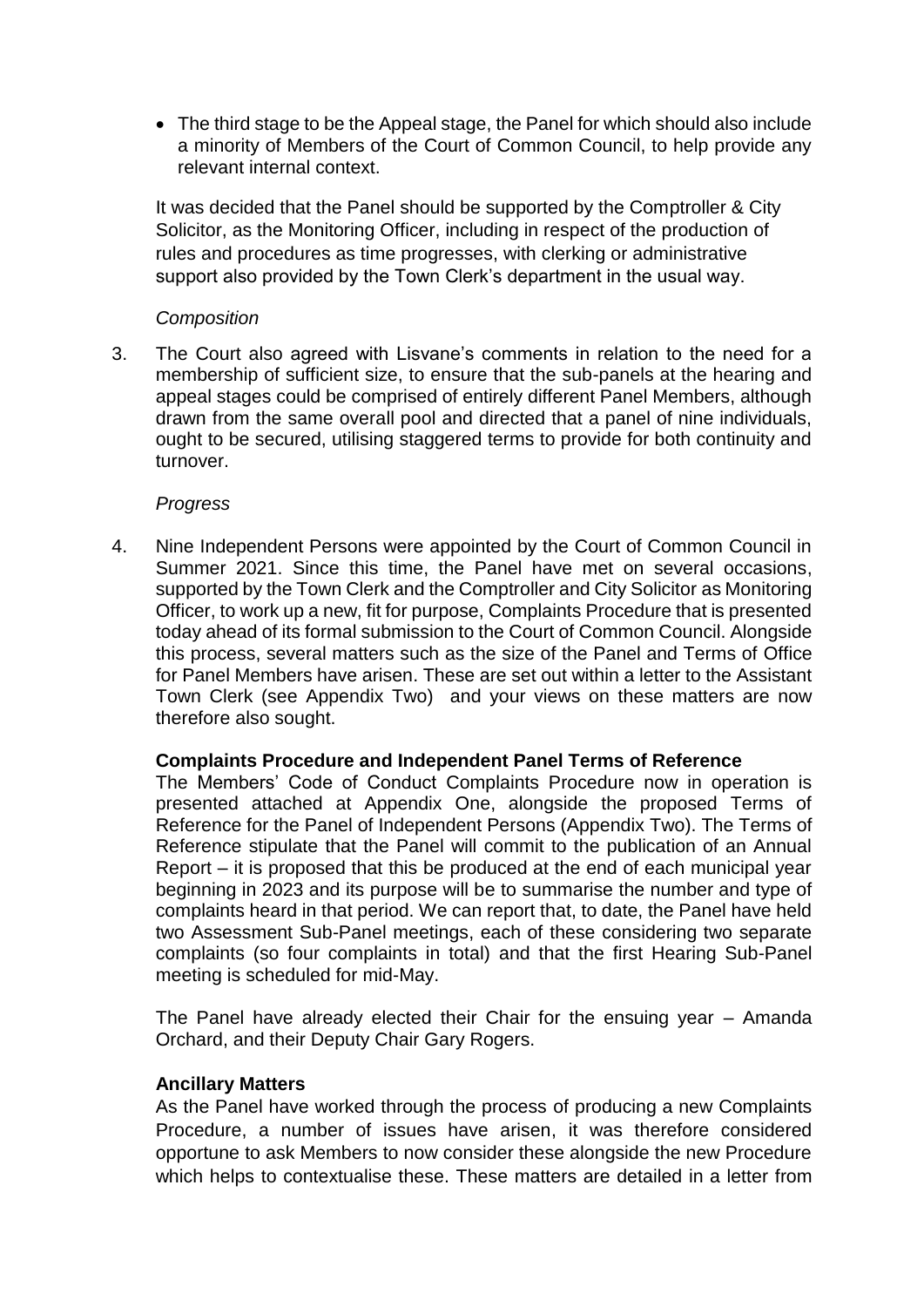- The third stage to be the Appeal stage, the Panel for which should also include a minority of Members of the Court of Common Council, to help provide any relevant internal context.

It was decided that the Panel should be supported by the Comptroller & City Solicitor, as the Monitoring Officer, including in respect of the production of rules and procedures as time progresses, with clerking or administrative support also provided by the Town Clerk's department in the usual way.

*Composition*

3. The Court also agreed with Lisvane's comments in relation to the need for a membership of sufficient size, to ensure that the sub-panels at the hearing and appeal stages could be comprised of entirely different Panel Members, although drawn from the same overall pool and directed that a panel of nine individuals, ought to be secured, utilising staggered terms to provide for both continuity and turnover.

*Progress*

4. Nine Independent Persons were appointed by the Court of Common Council in Summer 2021. Since this time, the Panel have met on several occasions, supported by the Town Clerk and the Comptroller and City Solicitor as Monitoring Officer, to work up a new, fit for purpose, Complaints Procedure that is presented today ahead of its formal submission to the Court of Common Council. Alongside this process, several matters such as the size of the Panel and Terms of Office for Panel Members have arisen. These are set out within a letter to the Assistant Town Clerk (see Appendix Two) and your views on these matters are now therefore also sought.

**Complaints Procedure and Independent Panel Terms of Reference**

The Members' Code of Conduct Complaints Procedure now in operation is presented attached at Appendix One, alongside the proposed Terms of Reference for the Panel of Independent Persons (Appendix Two). The Terms of Reference stipulate that the Panel will commit to the publication of an Annual Report – it is proposed that this be produced at the end of each municipal year beginning in 2023 and its purpose will be to summarise the number and type of complaints heard in that period. We can report that, to date, the Panel have held two Assessment Sub-Panel meetings, each of these considering two separate complaints (so four complaints in total) and that the first Hearing Sub-Panel meeting is scheduled for mid-May.

The Panel have already elected their Chair for the ensuing year – Amanda Orchard, and their Deputy Chair Gary Rogers.

**Ancillary Matters**

As the Panel have worked through the process of producing a new Complaints Procedure, a number of issues have arisen, it was therefore considered opportune to ask Members to now consider these alongside the new Procedure which helps to contextualise these. These matters are detailed in a letter from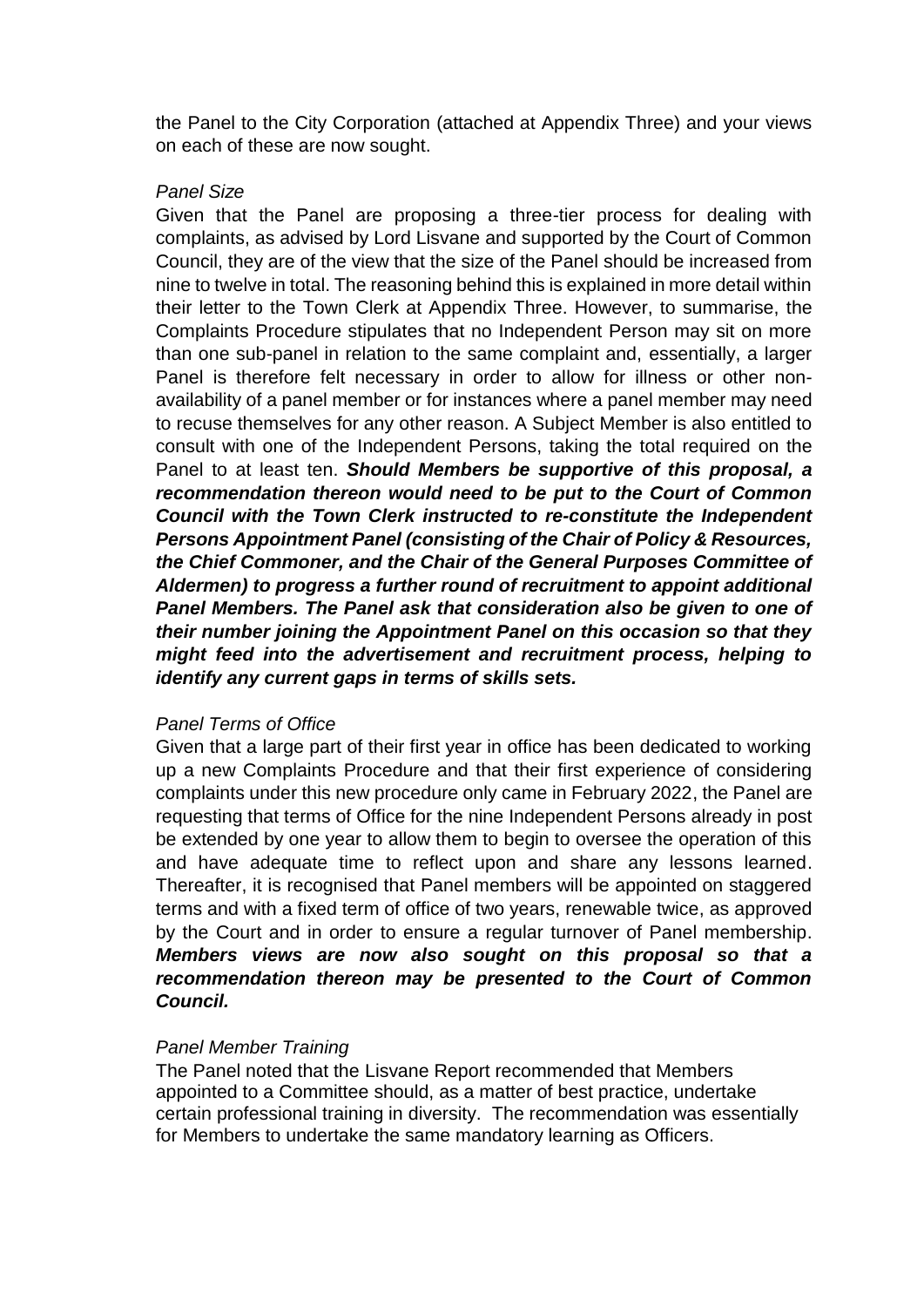the Panel to the City Corporation (attached at Appendix Three) and your views on each of these are now sought.

*Panel Size*

Given that the Panel are proposing a three-tier process for dealing with complaints, as advised by Lord Lisvane and supported by the Court of Common Council, they are of the view that the size of the Panel should be increased from nine to twelve in total. The reasoning behind this is explained in more detail within their letter to the Town Clerk at Appendix Three. However, to summarise, the Complaints Procedure stipulates that no Independent Person may sit on more than one sub-panel in relation to the same complaint and, essentially, a larger Panel is therefore felt necessary in order to allow for illness or other non-availability of a panel member or for instances where a panel member may need to recuse themselves for any other reason. A Subject Member is also entitled to consult with one of the Independent Persons, taking the total required on the Panel to at least ten. ***Should Members be supportive of this proposal, a recommendation thereon would need to be put to the Court of Common Council with the Town Clerk instructed to re-constitute the Independent Persons Appointment Panel (consisting of the Chair of Policy & Resources, the Chief Commoner, and the Chair of the General Purposes Committee of Aldermen) to progress a further round of recruitment to appoint additional Panel Members. The Panel ask that consideration also be given to one of their number joining the Appointment Panel on this occasion so that they might feed into the advertisement and recruitment process, helping to identify any current gaps in terms of skills sets.***

*Panel Terms of Office*

Given that a large part of their first year in office has been dedicated to working up a new Complaints Procedure and that their first experience of considering complaints under this new procedure only came in February 2022, the Panel are requesting that terms of Office for the nine Independent Persons already in post be extended by one year to allow them to begin to oversee the operation of this and have adequate time to reflect upon and share any lessons learned. Thereafter, it is recognised that Panel members will be appointed on staggered terms and with a fixed term of office of two years, renewable twice, as approved by the Court and in order to ensure a regular turnover of Panel membership. ***Members views are now also sought on this proposal so that a recommendation thereon may be presented to the Court of Common Council.***

*Panel Member Training*

The Panel noted that the Lisvane Report recommended that Members appointed to a Committee should, as a matter of best practice, undertake certain professional training in diversity. The recommendation was essentially for Members to undertake the same mandatory learning as Officers.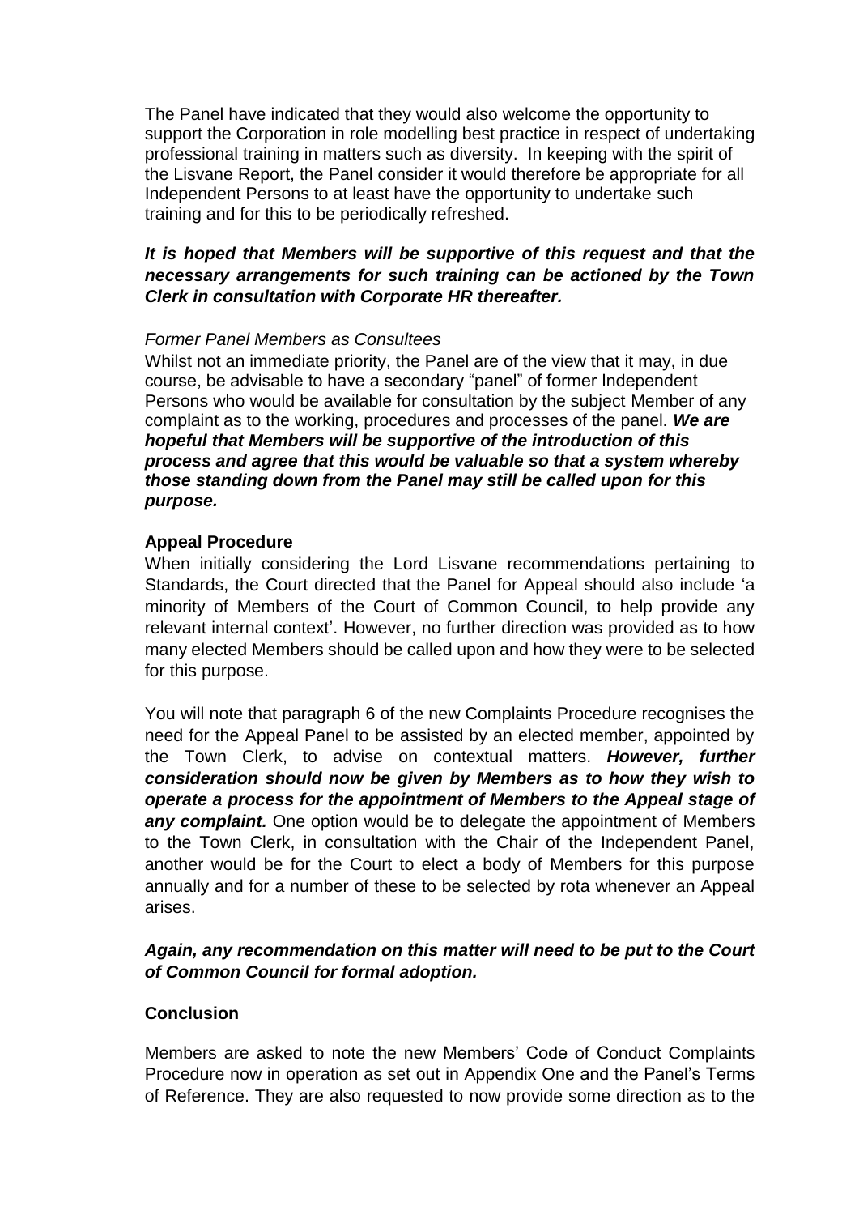The Panel have indicated that they would also welcome the opportunity to support the Corporation in role modelling best practice in respect of undertaking professional training in matters such as diversity. In keeping with the spirit of the Lisvane Report, the Panel consider it would therefore be appropriate for all Independent Persons to at least have the opportunity to undertake such training and for this to be periodically refreshed.

***It is hoped that Members will be supportive of this request and that the necessary arrangements for such training can be actioned by the Town Clerk in consultation with Corporate HR thereafter.***

*Former Panel Members as Consultees*

Whilst not an immediate priority, the Panel are of the view that it may, in due course, be advisable to have a secondary "panel" of former Independent Persons who would be available for consultation by the subject Member of any complaint as to the working, procedures and processes of the panel. ***We are hopeful that Members will be supportive of the introduction of this process and agree that this would be valuable so that a system whereby those standing down from the Panel may still be called upon for this purpose.***

**Appeal Procedure**

When initially considering the Lord Lisvane recommendations pertaining to Standards, the Court directed that the Panel for Appeal should also include 'a minority of Members of the Court of Common Council, to help provide any relevant internal context'. However, no further direction was provided as to how many elected Members should be called upon and how they were to be selected for this purpose.

You will note that paragraph 6 of the new Complaints Procedure recognises the need for the Appeal Panel to be assisted by an elected member, appointed by the Town Clerk, to advise on contextual matters. ***However, further consideration should now be given by Members as to how they wish to operate a process for the appointment of Members to the Appeal stage of any complaint.*** One option would be to delegate the appointment of Members to the Town Clerk, in consultation with the Chair of the Independent Panel, another would be for the Court to elect a body of Members for this purpose annually and for a number of these to be selected by rota whenever an Appeal arises.

***Again, any recommendation on this matter will need to be put to the Court of Common Council for formal adoption.***

**Conclusion**

Members are asked to note the new Members' Code of Conduct Complaints Procedure now in operation as set out in Appendix One and the Panel's Terms of Reference. They are also requested to now provide some direction as to the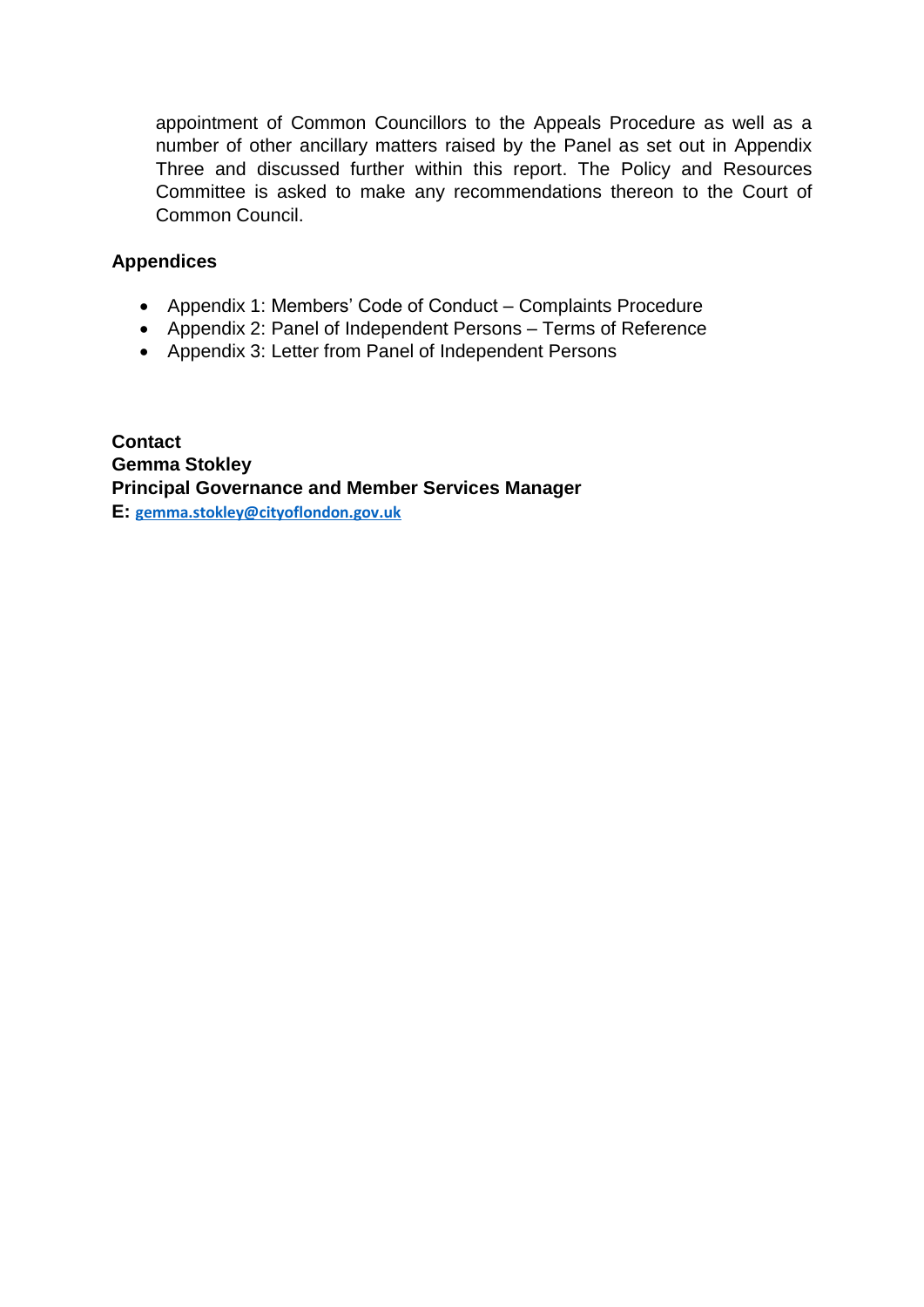appointment of Common Councillors to the Appeals Procedure as well as a number of other ancillary matters raised by the Panel as set out in Appendix Three and discussed further within this report. The Policy and Resources Committee is asked to make any recommendations thereon to the Court of Common Council.

**Appendices**

- Appendix 1: Members' Code of Conduct – Complaints Procedure
- Appendix 2: Panel of Independent Persons – Terms of Reference
- Appendix 3: Letter from Panel of Independent Persons

**Contact**
**Gemma Stokley**
**Principal Governance and Member Services Manager**
**E:** gemma.stokley@cityoflondon.gov.uk